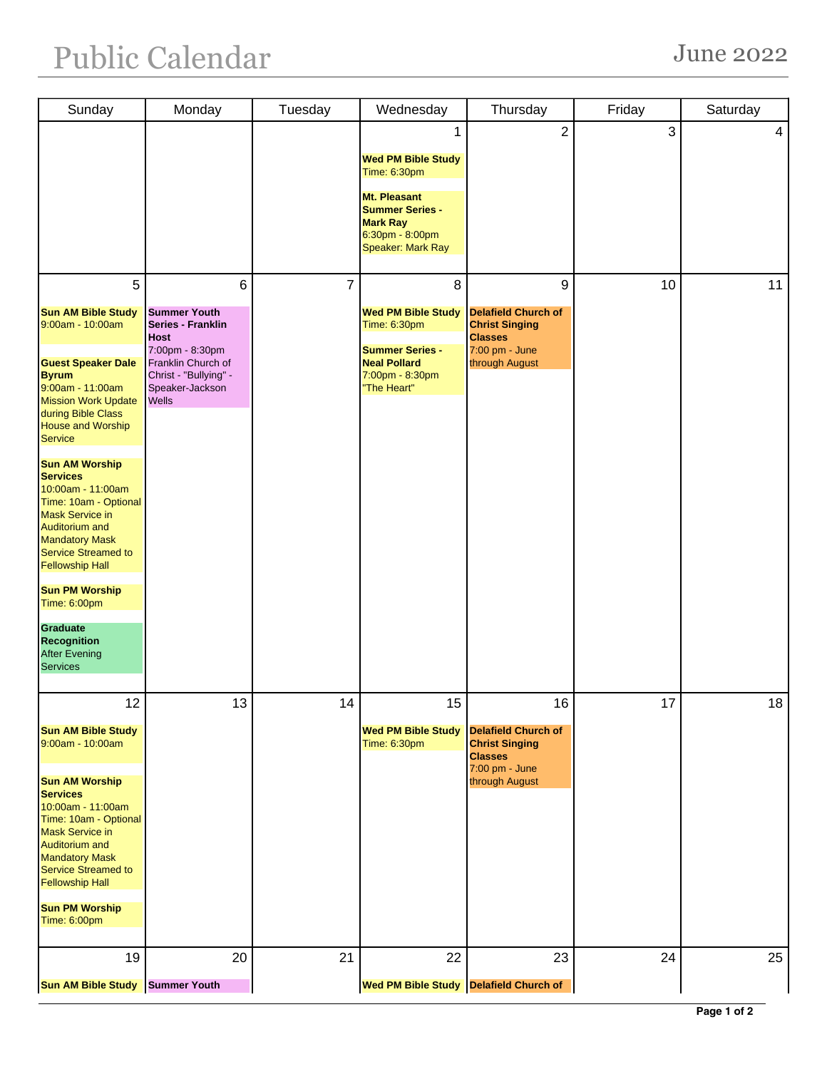# Public Calendar

June 2022

| Sunday | Monday | Tuesday | Wednesday | Thursday | Friday | Saturday |
|---|---|---|---|---|---|---|
| | | | 1<br><br>**Wed PM Bible Study**<br>Time: 6:30pm<br><br>**Mt. Pleasant Summer Series - Mark Ray**<br>6:30pm - 8:00pm<br>Speaker: Mark Ray | 2 | 3 | 4 |
| 5<br><br>**Sun AM Bible Study**<br>9:00am - 10:00am<br><br>**Guest Speaker Dale Byrum**<br>9:00am - 11:00am<br>Mission Work Update during Bible Class House and Worship Service<br><br>**Sun AM Worship Services**<br>10:00am - 11:00am<br>Time: 10am - Optional Mask Service in Auditorium and Mandatory Mask Service Streamed to Fellowship Hall<br><br>**Sun PM Worship**<br>Time: 6:00pm<br><br>**Graduate Recognition**<br>After Evening Services | 6<br><br>**Summer Youth Series - Franklin Host**<br>7:00pm - 8:30pm<br>Franklin Church of Christ - "Bullying" - Speaker-Jackson Wells | 7 | 8<br><br>**Wed PM Bible Study**<br>Time: 6:30pm<br><br>**Summer Series - Neal Pollard**<br>7:00pm - 8:30pm<br>"The Heart" | 9<br><br>**Delafield Church of Christ Singing Classes**<br>7:00 pm - June through August | 10 | 11 |
| 12<br><br>**Sun AM Bible Study**<br>9:00am - 10:00am<br><br>**Sun AM Worship Services**<br>10:00am - 11:00am<br>Time: 10am - Optional Mask Service in Auditorium and Mandatory Mask Service Streamed to Fellowship Hall<br><br>**Sun PM Worship**<br>Time: 6:00pm | 13 | 14 | 15<br><br>**Wed PM Bible Study**<br>Time: 6:30pm | 16<br><br>**Delafield Church of Christ Singing Classes**<br>7:00 pm - June through August | 17 | 18 |
| 19<br><br>**Sun AM Bible Study** | 20<br><br>**Summer Youth** | 21 | 22<br><br>**Wed PM Bible Study** | 23<br><br>**Delafield Church of** | 24 | 25 |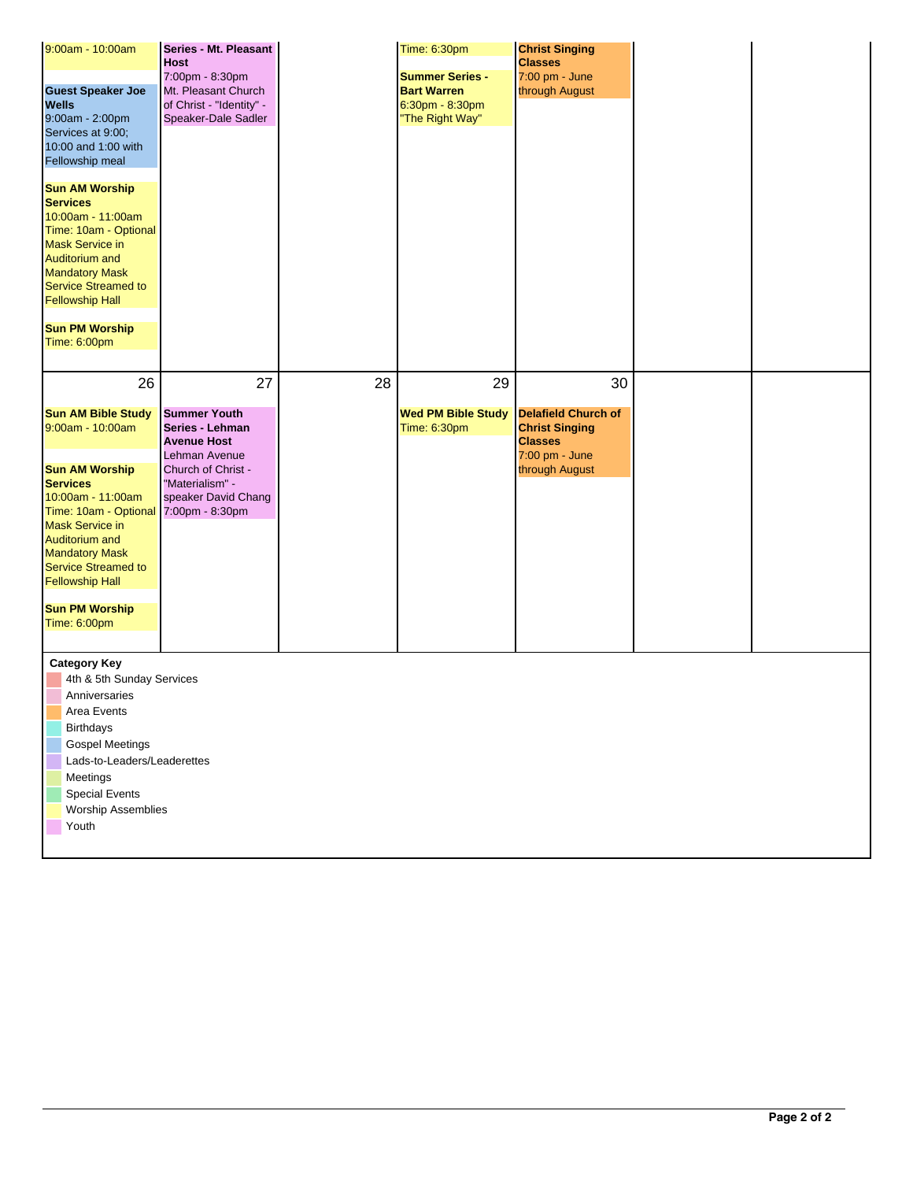| | | | | | | |
|---|---|---|---|---|---|---|
| 9:00am - 10:00am<br><br>**Guest Speaker Joe Wells**<br>9:00am - 2:00pm<br>Services at 9:00; 10:00 and 1:00 with Fellowship meal<br><br>**Sun AM Worship Services**<br>10:00am - 11:00am<br>Time: 10am - Optional Mask Service in Auditorium and Mandatory Mask Service Streamed to Fellowship Hall<br><br>**Sun PM Worship**<br>Time: 6:00pm | **Series - Mt. Pleasant Host**<br>7:00pm - 8:30pm<br>Mt. Pleasant Church of Christ - "Identity" - Speaker-Dale Sadler | | Time: 6:30pm<br><br>**Summer Series - Bart Warren**<br>6:30pm - 8:30pm<br>"The Right Way" | **Christ Singing Classes**<br>7:00 pm - June through August | | |
| 26<br><br>**Sun AM Bible Study**<br>9:00am - 10:00am<br><br>**Sun AM Worship Services**<br>10:00am - 11:00am<br>Time: 10am - Optional Mask Service in Auditorium and Mandatory Mask Service Streamed to Fellowship Hall<br><br>**Sun PM Worship**<br>Time: 6:00pm | 27<br><br>**Summer Youth Series - Lehman Avenue Host**<br>Lehman Avenue Church of Christ - "Materialism" - speaker David Chang<br>7:00pm - 8:30pm | 28 | 29<br><br>**Wed PM Bible Study**<br>Time: 6:30pm | 30<br><br>**Delafield Church of Christ Singing Classes**<br>7:00 pm - June through August | | |

**Category Key**

- 4th & 5th Sunday Services
- Anniversaries
- Area Events
- Birthdays
- Gospel Meetings
- Lads-to-Leaders/Leaderettes
- Meetings
- Special Events
- Worship Assemblies
- Youth